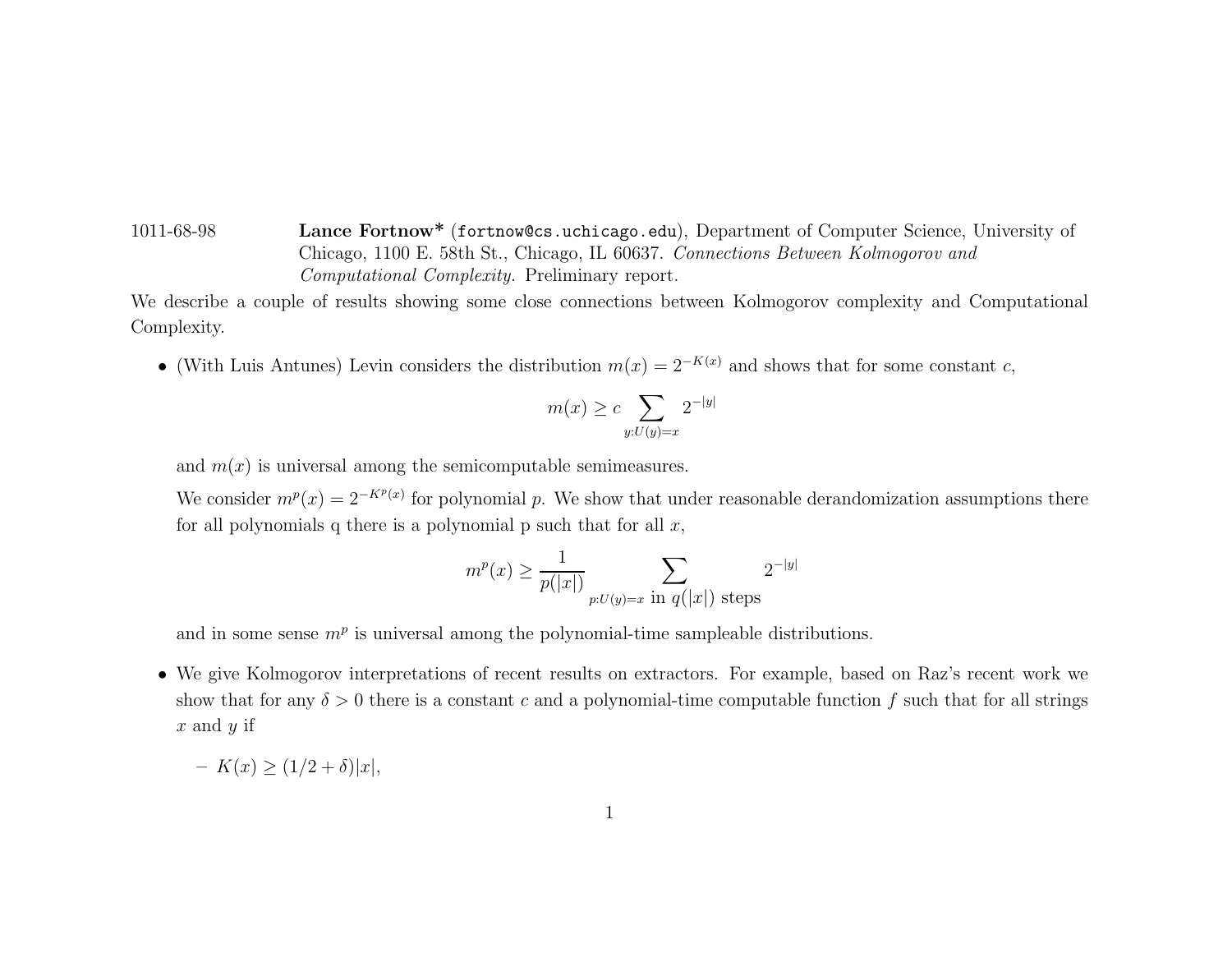1011-68-98 **Lance Fortnow*** (`fortnow@cs.uchicago.edu`), Department of Computer Science, University of Chicago, 1100 E. 58th St., Chicago, IL 60637. *Connections Between Kolmogorov and Computational Complexity.* Preliminary report.

We describe a couple of results showing some close connections between Kolmogorov complexity and Computational Complexity.

- (With Luis Antunes) Levin considers the distribution $m(x) = 2^{-K(x)}$ and shows that for some constant $c$,

  $$m(x) \geq c \sum_{y:U(y)=x} 2^{-|y|}$$

  and $m(x)$ is universal among the semicomputable semimeasures.

  We consider $m^p(x) = 2^{-K^p(x)}$ for polynomial $p$. We show that under reasonable derandomization assumptions there for all polynomials q there is a polynomial p such that for all $x$,

  $$m^p(x) \geq \frac{1}{p(|x|)} \sum_{p:U(y)=x \text{ in } q(|x|) \text{ steps}} 2^{-|y|}$$

  and in some sense $m^p$ is universal among the polynomial-time sampleable distributions.

- We give Kolmogorov interpretations of recent results on extractors. For example, based on Raz's recent work we show that for any $\delta > 0$ there is a constant $c$ and a polynomial-time computable function $f$ such that for all strings $x$ and $y$ if

  - $K(x) \geq (1/2 + \delta)|x|$,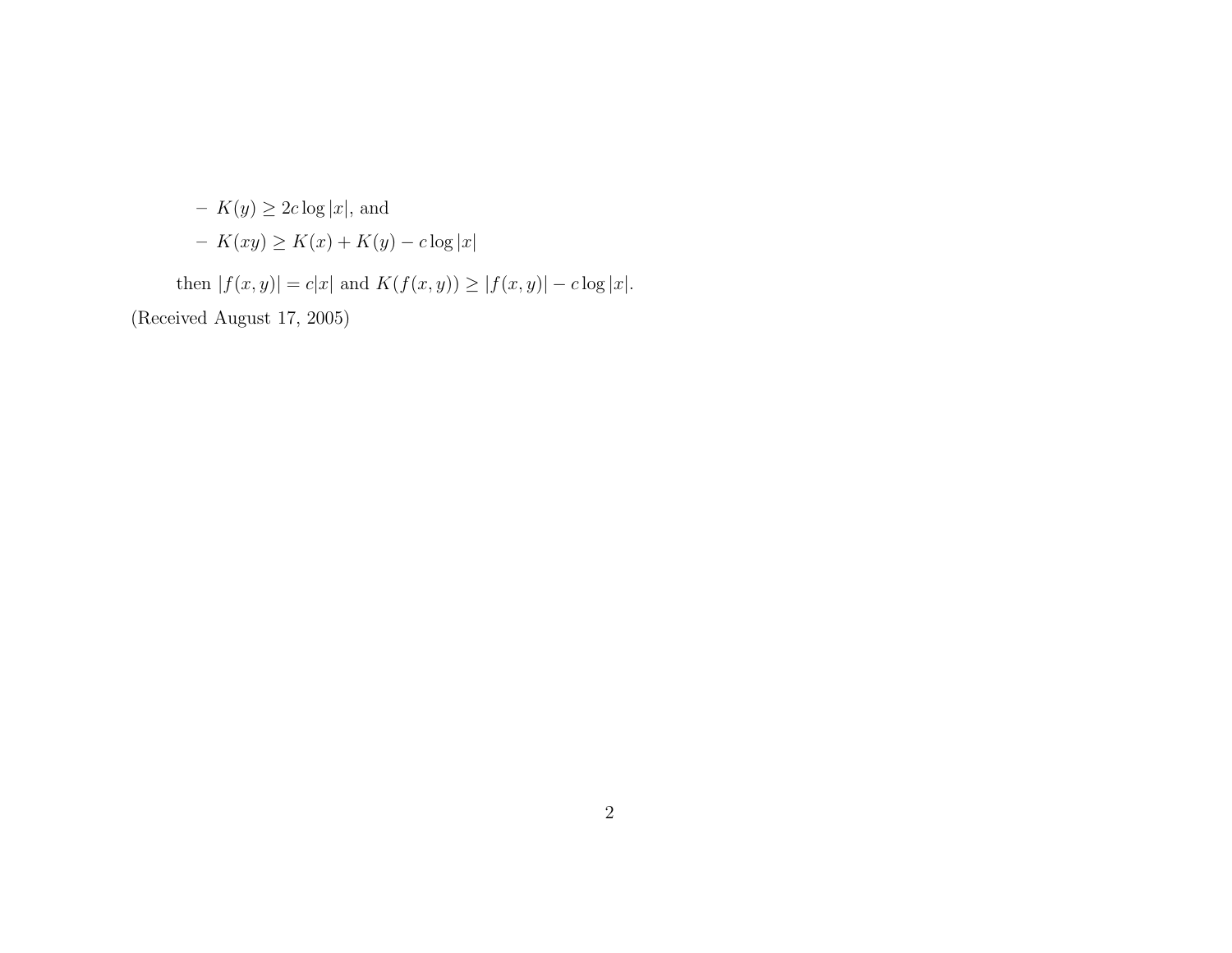- $K(y) \geq 2c \log |x|$, and
- $K(xy) \geq K(x) + K(y) - c \log |x|$

then $|f(x, y)| = c|x|$ and $K(f(x, y)) \geq |f(x, y)| - c \log |x|$.

(Received August 17, 2005)